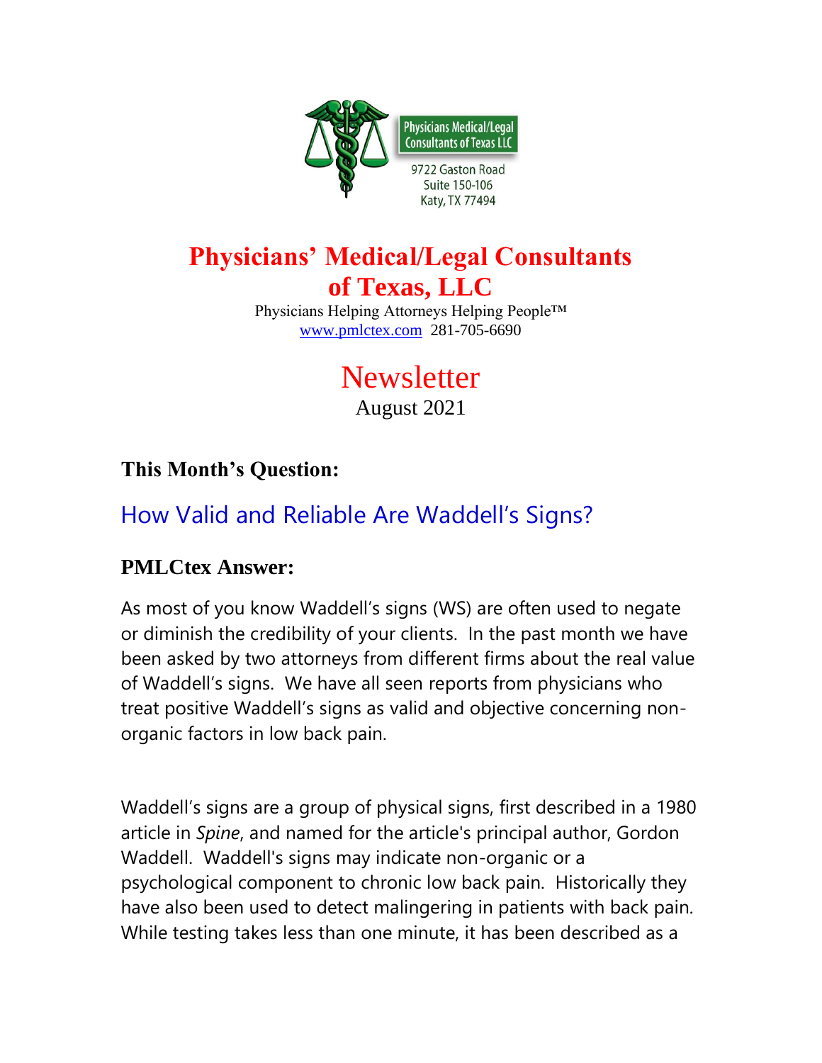Physicians Medical/Legal Consultants of Texas LLC

9722 Gaston Road
Suite 150-106
Katy, TX 77494

# Physicians' Medical/Legal Consultants of Texas, LLC

Physicians Helping Attorneys Helping People™
www.pmlctex.com 281-705-6690

# Newsletter

August 2021

## This Month's Question:

## How Valid and Reliable Are Waddell's Signs?

## PMLCtex Answer:

As most of you know Waddell's signs (WS) are often used to negate or diminish the credibility of your clients. In the past month we have been asked by two attorneys from different firms about the real value of Waddell's signs. We have all seen reports from physicians who treat positive Waddell's signs as valid and objective concerning non-organic factors in low back pain.

Waddell's signs are a group of physical signs, first described in a 1980 article in *Spine*, and named for the article's principal author, Gordon Waddell. Waddell's signs may indicate non-organic or a psychological component to chronic low back pain. Historically they have also been used to detect malingering in patients with back pain. While testing takes less than one minute, it has been described as a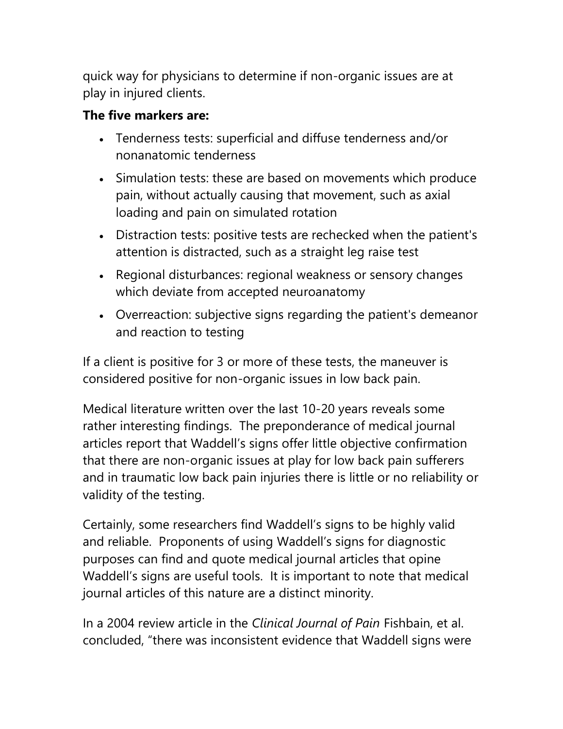quick way for physicians to determine if non-organic issues are at play in injured clients.

**The five markers are:**

- Tenderness tests: superficial and diffuse tenderness and/or nonanatomic tenderness
- Simulation tests: these are based on movements which produce pain, without actually causing that movement, such as axial loading and pain on simulated rotation
- Distraction tests: positive tests are rechecked when the patient's attention is distracted, such as a straight leg raise test
- Regional disturbances: regional weakness or sensory changes which deviate from accepted neuroanatomy
- Overreaction: subjective signs regarding the patient's demeanor and reaction to testing

If a client is positive for 3 or more of these tests, the maneuver is considered positive for non-organic issues in low back pain.

Medical literature written over the last 10-20 years reveals some rather interesting findings. The preponderance of medical journal articles report that Waddell's signs offer little objective confirmation that there are non-organic issues at play for low back pain sufferers and in traumatic low back pain injuries there is little or no reliability or validity of the testing.

Certainly, some researchers find Waddell's signs to be highly valid and reliable. Proponents of using Waddell's signs for diagnostic purposes can find and quote medical journal articles that opine Waddell's signs are useful tools. It is important to note that medical journal articles of this nature are a distinct minority.

In a 2004 review article in the *Clinical Journal of Pain* Fishbain, et al. concluded, "there was inconsistent evidence that Waddell signs were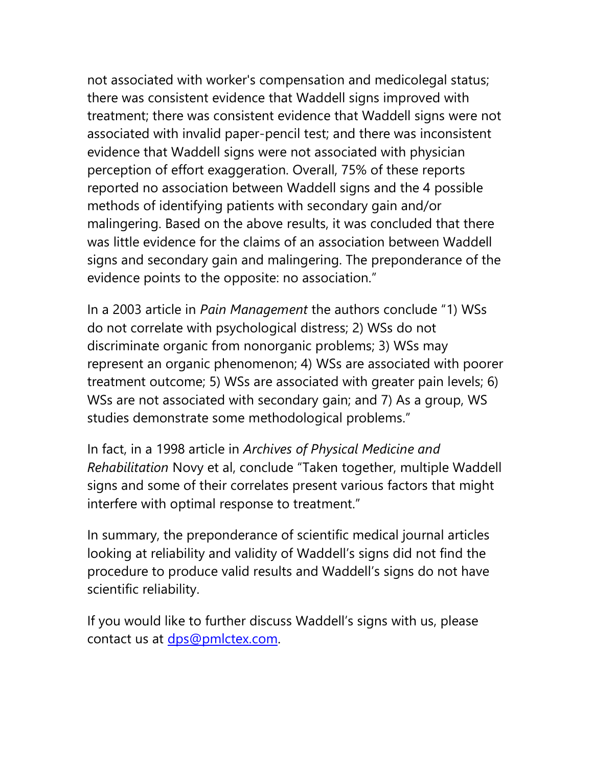not associated with worker's compensation and medicolegal status; there was consistent evidence that Waddell signs improved with treatment; there was consistent evidence that Waddell signs were not associated with invalid paper-pencil test; and there was inconsistent evidence that Waddell signs were not associated with physician perception of effort exaggeration. Overall, 75% of these reports reported no association between Waddell signs and the 4 possible methods of identifying patients with secondary gain and/or malingering. Based on the above results, it was concluded that there was little evidence for the claims of an association between Waddell signs and secondary gain and malingering. The preponderance of the evidence points to the opposite: no association."

In a 2003 article in *Pain Management* the authors conclude "1) WSs do not correlate with psychological distress; 2) WSs do not discriminate organic from nonorganic problems; 3) WSs may represent an organic phenomenon; 4) WSs are associated with poorer treatment outcome; 5) WSs are associated with greater pain levels; 6) WSs are not associated with secondary gain; and 7) As a group, WS studies demonstrate some methodological problems."

In fact, in a 1998 article in *Archives of Physical Medicine and Rehabilitation* Novy et al, conclude "Taken together, multiple Waddell signs and some of their correlates present various factors that might interfere with optimal response to treatment."

In summary, the preponderance of scientific medical journal articles looking at reliability and validity of Waddell's signs did not find the procedure to produce valid results and Waddell's signs do not have scientific reliability.

If you would like to further discuss Waddell's signs with us, please contact us at [dps@pmlctex.com](mailto:dps@pmlctex.com).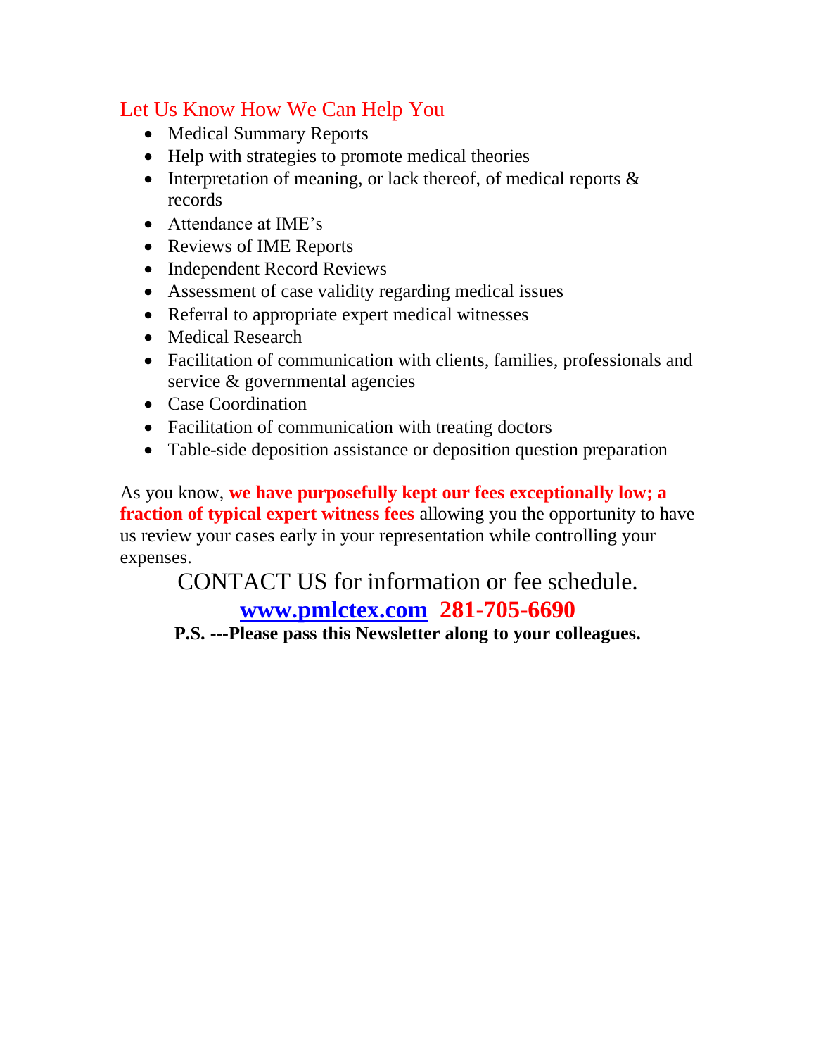## Let Us Know How We Can Help You

- Medical Summary Reports
- Help with strategies to promote medical theories
- Interpretation of meaning, or lack thereof, of medical reports & records
- Attendance at IME's
- Reviews of IME Reports
- Independent Record Reviews
- Assessment of case validity regarding medical issues
- Referral to appropriate expert medical witnesses
- Medical Research
- Facilitation of communication with clients, families, professionals and service & governmental agencies
- Case Coordination
- Facilitation of communication with treating doctors
- Table-side deposition assistance or deposition question preparation

As you know, **we have purposefully kept our fees exceptionally low; a fraction of typical expert witness fees** allowing you the opportunity to have us review your cases early in your representation while controlling your expenses.

CONTACT US for information or fee schedule.

**www.pmlctex.com 281-705-6690**

**P.S. ---Please pass this Newsletter along to your colleagues.**